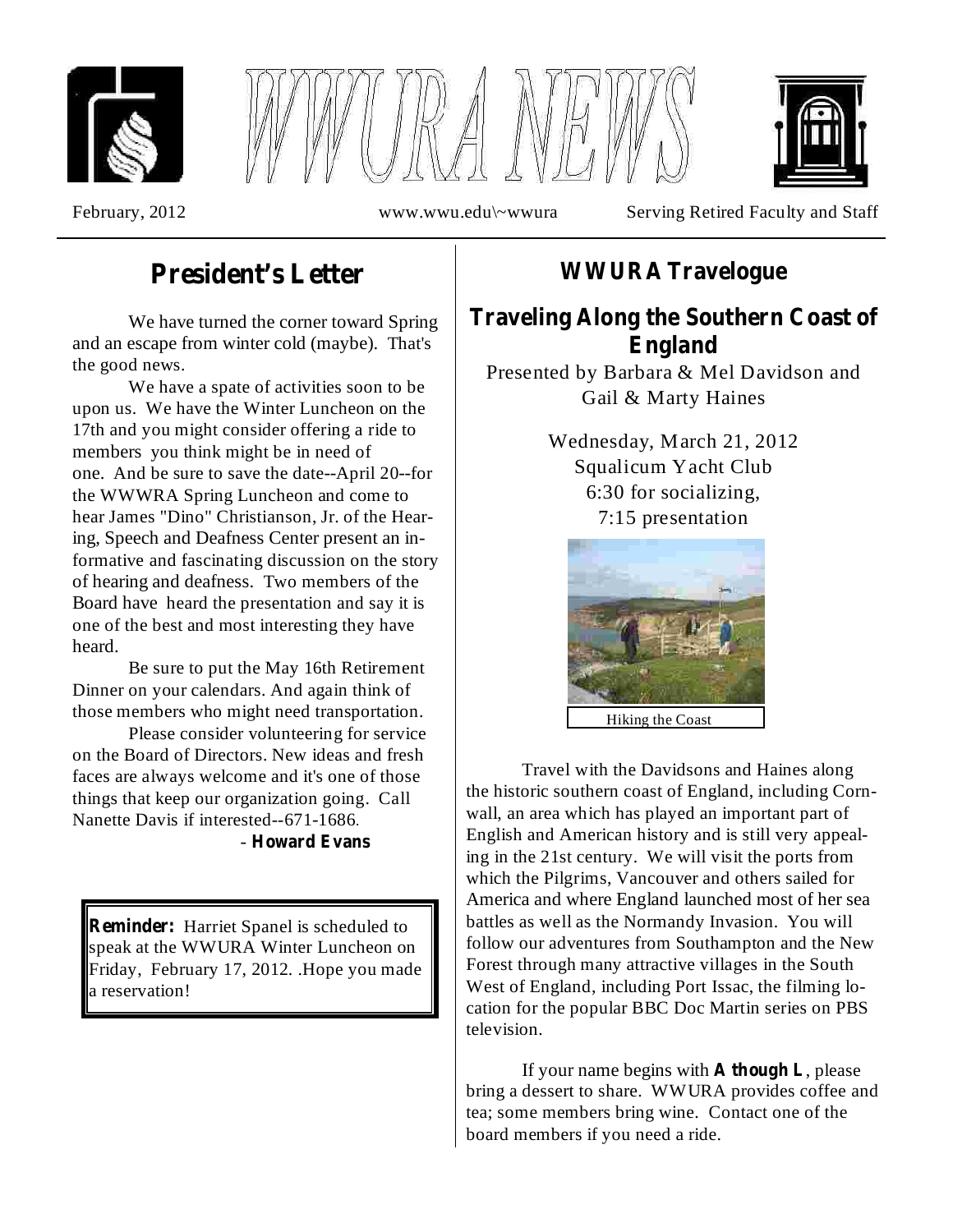# WWURA NEWS

February, 2012 www.wwu.edu\~wwura Serving Retired Faculty and Staff

## President's Letter

We have turned the corner toward Spring and an escape from winter cold (maybe). That's the good news.

We have a spate of activities soon to be upon us. We have the Winter Luncheon on the 17th and you might consider offering a ride to members you think might be in need of one. And be sure to save the date--April 20--for the WWWRA Spring Luncheon and come to hear James "Dino" Christianson, Jr. of the Hearing, Speech and Deafness Center present an informative and fascinating discussion on the story of hearing and deafness. Two members of the Board have heard the presentation and say it is one of the best and most interesting they have heard.

Be sure to put the May 16th Retirement Dinner on your calendars. And again think of those members who might need transportation.

Please consider volunteering for service on the Board of Directors. New ideas and fresh faces are always welcome and it's one of those things that keep our organization going. Call Nanette Davis if interested--671-1686.

- **Howard Evans**

**Reminder:** Harriet Spanel is scheduled to speak at the WWURA Winter Luncheon on Friday, February 17, 2012. .Hope you made a reservation!

## WWURA Travelogue

### Traveling Along the Southern Coast of England

Presented by Barbara & Mel Davidson and Gail & Marty Haines

Wednesday, March 21, 2012
Squalicum Yacht Club
6:30 for socializing,
7:15 presentation

Hiking the Coast

Travel with the Davidsons and Haines along the historic southern coast of England, including Cornwall, an area which has played an important part of English and American history and is still very appealing in the 21st century. We will visit the ports from which the Pilgrims, Vancouver and others sailed for America and where England launched most of her sea battles as well as the Normandy Invasion. You will follow our adventures from Southampton and the New Forest through many attractive villages in the South West of England, including Port Issac, the filming location for the popular BBC Doc Martin series on PBS television.

If your name begins with **A though L**, please bring a dessert to share. WWURA provides coffee and tea; some members bring wine. Contact one of the board members if you need a ride.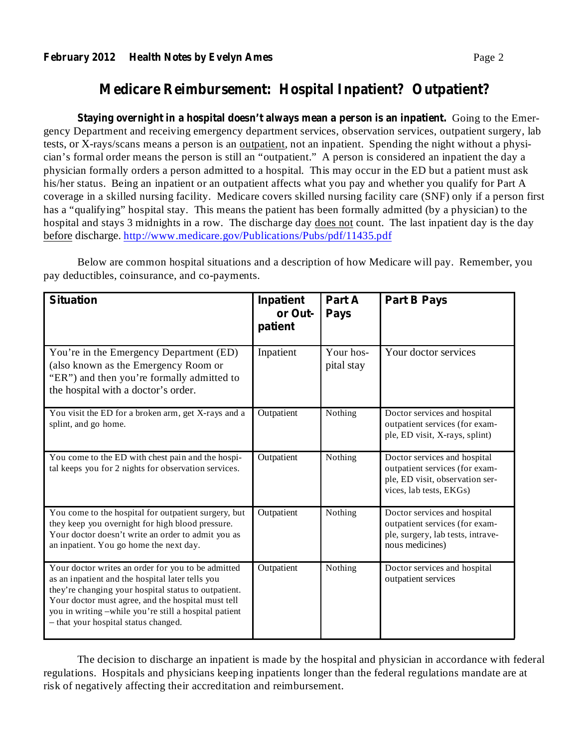# Medicare Reimbursement: Hospital Inpatient? Outpatient?

**Staying overnight in a hospital doesn't always mean a person is an inpatient.** Going to the Emergency Department and receiving emergency department services, observation services, outpatient surgery, lab tests, or X-rays/scans means a person is an outpatient, not an inpatient. Spending the night without a physician's formal order means the person is still an "outpatient." A person is considered an inpatient the day a physician formally orders a person admitted to a hospital. This may occur in the ED but a patient must ask his/her status. Being an inpatient or an outpatient affects what you pay and whether you qualify for Part A coverage in a skilled nursing facility. Medicare covers skilled nursing facility care (SNF) only if a person first has a "qualifying" hospital stay. This means the patient has been formally admitted (by a physician) to the hospital and stays 3 midnights in a row. The discharge day does not count. The last inpatient day is the day before discharge. http://www.medicare.gov/Publications/Pubs/pdf/11435.pdf

Below are common hospital situations and a description of how Medicare will pay. Remember, you pay deductibles, coinsurance, and co-payments.

| Situation | Inpatient or Outpatient | Part A Pays | Part B Pays |
|---|---|---|---|
| You're in the Emergency Department (ED) (also known as the Emergency Room or "ER") and then you're formally admitted to the hospital with a doctor's order. | Inpatient | Your hospital stay | Your doctor services |
| You visit the ED for a broken arm, get X-rays and a splint, and go home. | Outpatient | Nothing | Doctor services and hospital outpatient services (for example, ED visit, X-rays, splint) |
| You come to the ED with chest pain and the hospital keeps you for 2 nights for observation services. | Outpatient | Nothing | Doctor services and hospital outpatient services (for example, ED visit, observation services, lab tests, EKGs) |
| You come to the hospital for outpatient surgery, but they keep you overnight for high blood pressure. Your doctor doesn't write an order to admit you as an inpatient. You go home the next day. | Outpatient | Nothing | Doctor services and hospital outpatient services (for example, surgery, lab tests, intravenous medicines) |
| Your doctor writes an order for you to be admitted as an inpatient and the hospital later tells you they're changing your hospital status to outpatient. Your doctor must agree, and the hospital must tell you in writing –while you're still a hospital patient – that your hospital status changed. | Outpatient | Nothing | Doctor services and hospital outpatient services |

The decision to discharge an inpatient is made by the hospital and physician in accordance with federal regulations. Hospitals and physicians keeping inpatients longer than the federal regulations mandate are at risk of negatively affecting their accreditation and reimbursement.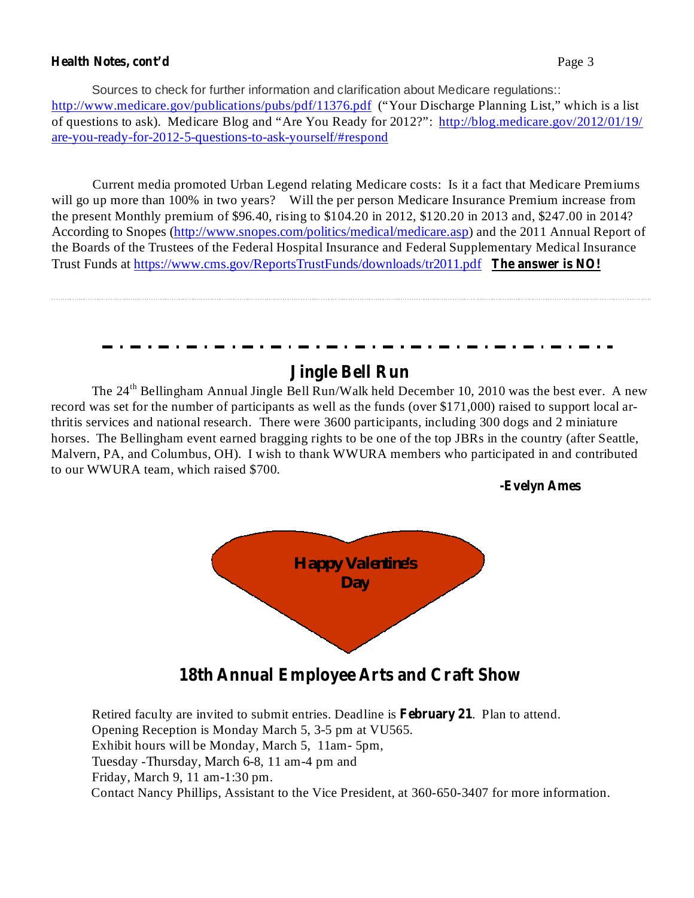**Health Notes, cont'd**

Sources to check for further information and clarification about Medicare regulations:: http://www.medicare.gov/publications/pubs/pdf/11376.pdf ("Your Discharge Planning List," which is a list of questions to ask). Medicare Blog and "Are You Ready for 2012?": http://blog.medicare.gov/2012/01/19/are-you-ready-for-2012-5-questions-to-ask-yourself/#respond

Current media promoted Urban Legend relating Medicare costs: Is it a fact that Medicare Premiums will go up more than 100% in two years? Will the per person Medicare Insurance Premium increase from the present Monthly premium of $96.40, rising to $104.20 in 2012, $120.20 in 2013 and, $247.00 in 2014? According to Snopes (http://www.snopes.com/politics/medical/medicare.asp) and the 2011 Annual Report of the Boards of the Trustees of the Federal Hospital Insurance and Federal Supplementary Medical Insurance Trust Funds at https://www.cms.gov/ReportsTrustFunds/downloads/tr2011.pdf **The answer is NO!**

---

## Jingle Bell Run

The 24th Bellingham Annual Jingle Bell Run/Walk held December 10, 2010 was the best ever. A new record was set for the number of participants as well as the funds (over $171,000) raised to support local arthritis services and national research. There were 3600 participants, including 300 dogs and 2 miniature horses. The Bellingham event earned bragging rights to be one of the top JBRs in the country (after Seattle, Malvern, PA, and Columbus, OH). I wish to thank WWURA members who participated in and contributed to our WWURA team, which raised $700.

**-Evelyn Ames**

Happy Valentine's Day

## 18th Annual Employee Arts and Craft Show

Retired faculty are invited to submit entries. Deadline is **February 21**. Plan to attend.
Opening Reception is Monday March 5, 3-5 pm at VU565.
Exhibit hours will be Monday, March 5, 11am- 5pm,
Tuesday -Thursday, March 6-8, 11 am-4 pm and
Friday, March 9, 11 am-1:30 pm.
Contact Nancy Phillips, Assistant to the Vice President, at 360-650-3407 for more information.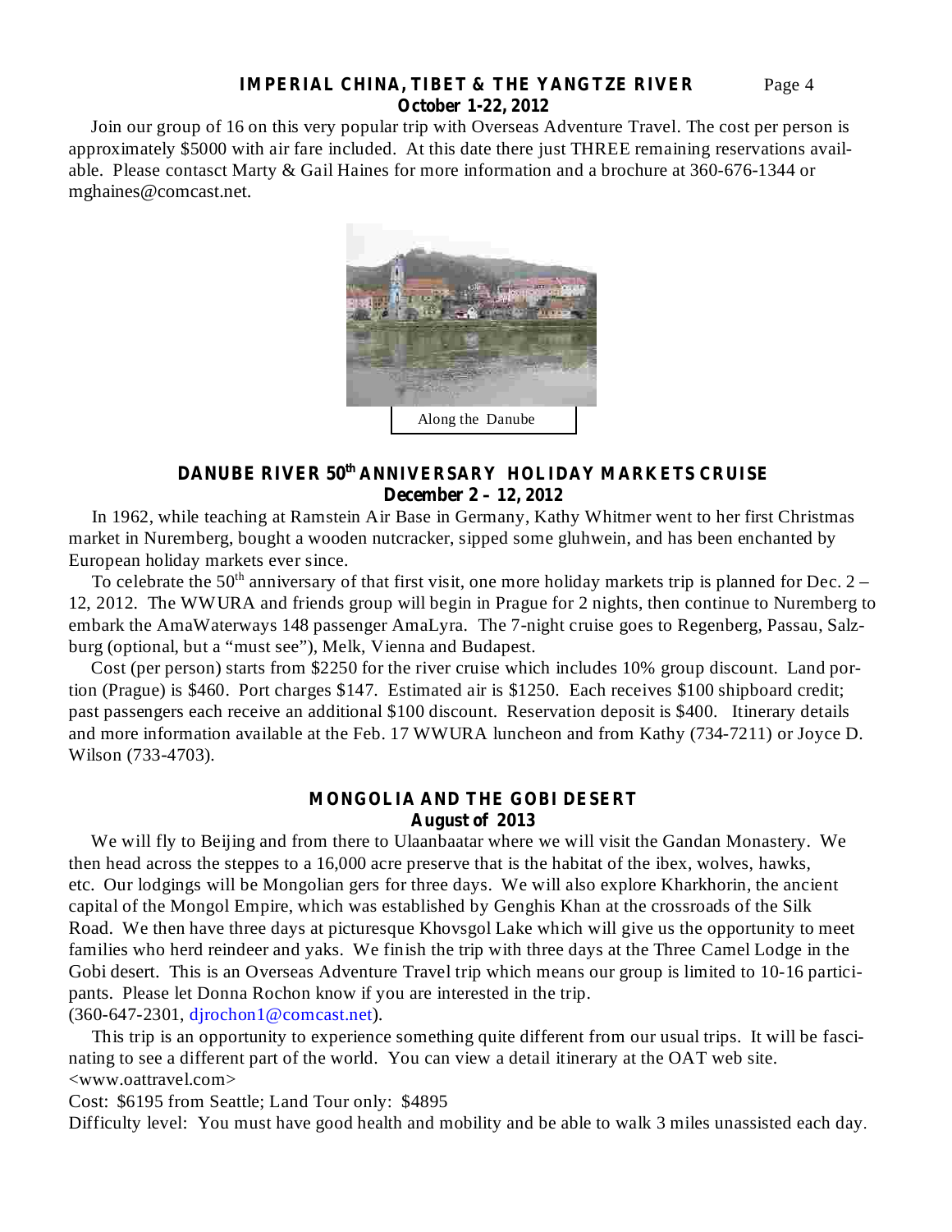## IMPERIAL CHINA, TIBET & THE YANGTZE RIVER

**October 1-22, 2012**

Join our group of 16 on this very popular trip with Overseas Adventure Travel. The cost per person is approximately $5000 with air fare included. At this date there just THREE remaining reservations available. Please contasct Marty & Gail Haines for more information and a brochure at 360-676-1344 or mghaines@comcast.net.

Along the Danube

## DANUBE RIVER 50th ANNIVERSARY HOLIDAY MARKETS CRUISE

**December 2 – 12, 2012**

In 1962, while teaching at Ramstein Air Base in Germany, Kathy Whitmer went to her first Christmas market in Nuremberg, bought a wooden nutcracker, sipped some gluhwein, and has been enchanted by European holiday markets ever since.

To celebrate the 50th anniversary of that first visit, one more holiday markets trip is planned for Dec. 2 – 12, 2012. The WWURA and friends group will begin in Prague for 2 nights, then continue to Nuremberg to embark the AmaWaterways 148 passenger AmaLyra. The 7-night cruise goes to Regenberg, Passau, Salzburg (optional, but a "must see"), Melk, Vienna and Budapest.

Cost (per person) starts from $2250 for the river cruise which includes 10% group discount. Land portion (Prague) is $460. Port charges $147. Estimated air is $1250. Each receives $100 shipboard credit; past passengers each receive an additional $100 discount. Reservation deposit is $400. Itinerary details and more information available at the Feb. 17 WWURA luncheon and from Kathy (734-7211) or Joyce D. Wilson (733-4703).

## MONGOLIA AND THE GOBI DESERT

**August of 2013**

We will fly to Beijing and from there to Ulaanbaatar where we will visit the Gandan Monastery. We then head across the steppes to a 16,000 acre preserve that is the habitat of the ibex, wolves, hawks, etc. Our lodgings will be Mongolian gers for three days. We will also explore Kharkhorin, the ancient capital of the Mongol Empire, which was established by Genghis Khan at the crossroads of the Silk Road. We then have three days at picturesque Khovsgol Lake which will give us the opportunity to meet families who herd reindeer and yaks. We finish the trip with three days at the Three Camel Lodge in the Gobi desert. This is an Overseas Adventure Travel trip which means our group is limited to 10-16 participants. Please let Donna Rochon know if you are interested in the trip. (360-647-2301, djrochon1@comcast.net).

This trip is an opportunity to experience something quite different from our usual trips. It will be fascinating to see a different part of the world. You can view a detail itinerary at the OAT web site. <www.oattravel.com>

Cost: $6195 from Seattle; Land Tour only: $4895

Difficulty level: You must have good health and mobility and be able to walk 3 miles unassisted each day.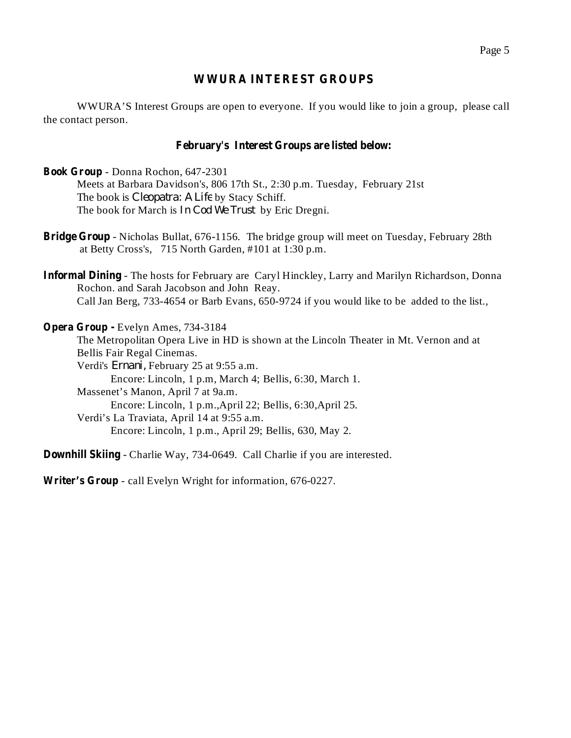## WWURA INTEREST GROUPS

WWURA'S Interest Groups are open to everyone. If you would like to join a group, please call the contact person.

**February's Interest Groups are listed below:**

**Book Group** - Donna Rochon, 647-2301
Meets at Barbara Davidson's, 806 17th St., 2:30 p.m. Tuesday, February 21st
The book is *Cleopatra: A Life* by Stacy Schiff.
The book for March is *In Cod We Trust* by Eric Dregni.

**Bridge Group** - Nicholas Bullat, 676-1156. The bridge group will meet on Tuesday, February 28th at Betty Cross's, 715 North Garden, #101 at 1:30 p.m.

**Informal Dining** - The hosts for February are Caryl Hinckley, Larry and Marilyn Richardson, Donna Rochon. and Sarah Jacobson and John Reay.
Call Jan Berg, 733-4654 or Barb Evans, 650-9724 if you would like to be added to the list.,

**Opera Group -** Evelyn Ames, 734-3184
The Metropolitan Opera Live in HD is shown at the Lincoln Theater in Mt. Vernon and at Bellis Fair Regal Cinemas.
Verdi's *Ernani*, February 25 at 9:55 a.m.
Encore: Lincoln, 1 p.m, March 4; Bellis, 6:30, March 1.
Massenet's Manon, April 7 at 9a.m.
Encore: Lincoln, 1 p.m.,April 22; Bellis, 6:30,April 25.
Verdi's La Traviata, April 14 at 9:55 a.m.
Encore: Lincoln, 1 p.m., April 29; Bellis, 630, May 2.

**Downhill Skiing** - Charlie Way, 734-0649. Call Charlie if you are interested.

**Writer's Group** - call Evelyn Wright for information, 676-0227.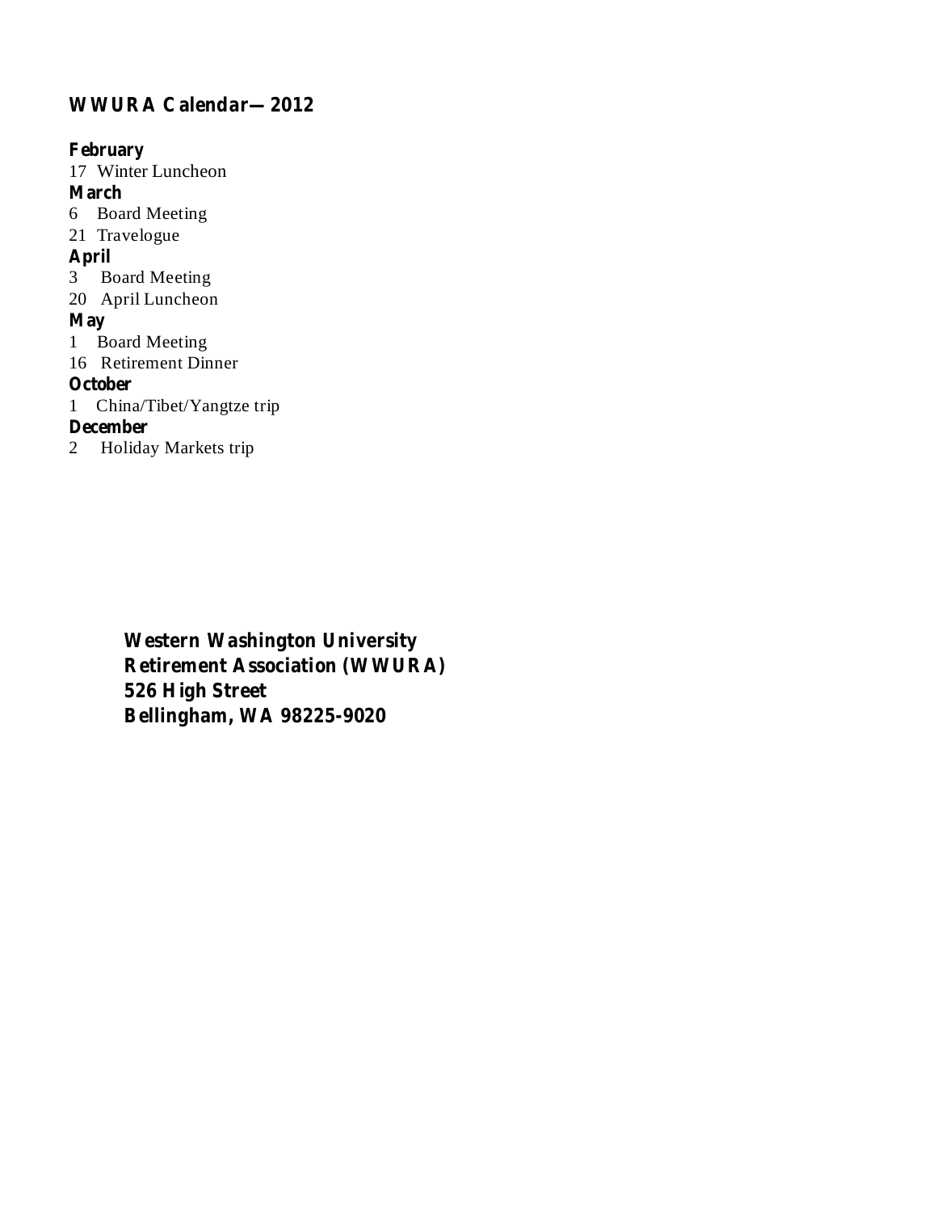## WWURA Calendar—2012

**February**

17 Winter Luncheon

**March**

6 Board Meeting

21 Travelogue

**April**

3 Board Meeting

20 April Luncheon

**May**

1 Board Meeting

16 Retirement Dinner

**October**

1 China/Tibet/Yangtze trip

**December**

2 Holiday Markets trip

**Western Washington University**
**Retirement Association (WWURA)**
**526 High Street**
**Bellingham, WA 98225-9020**